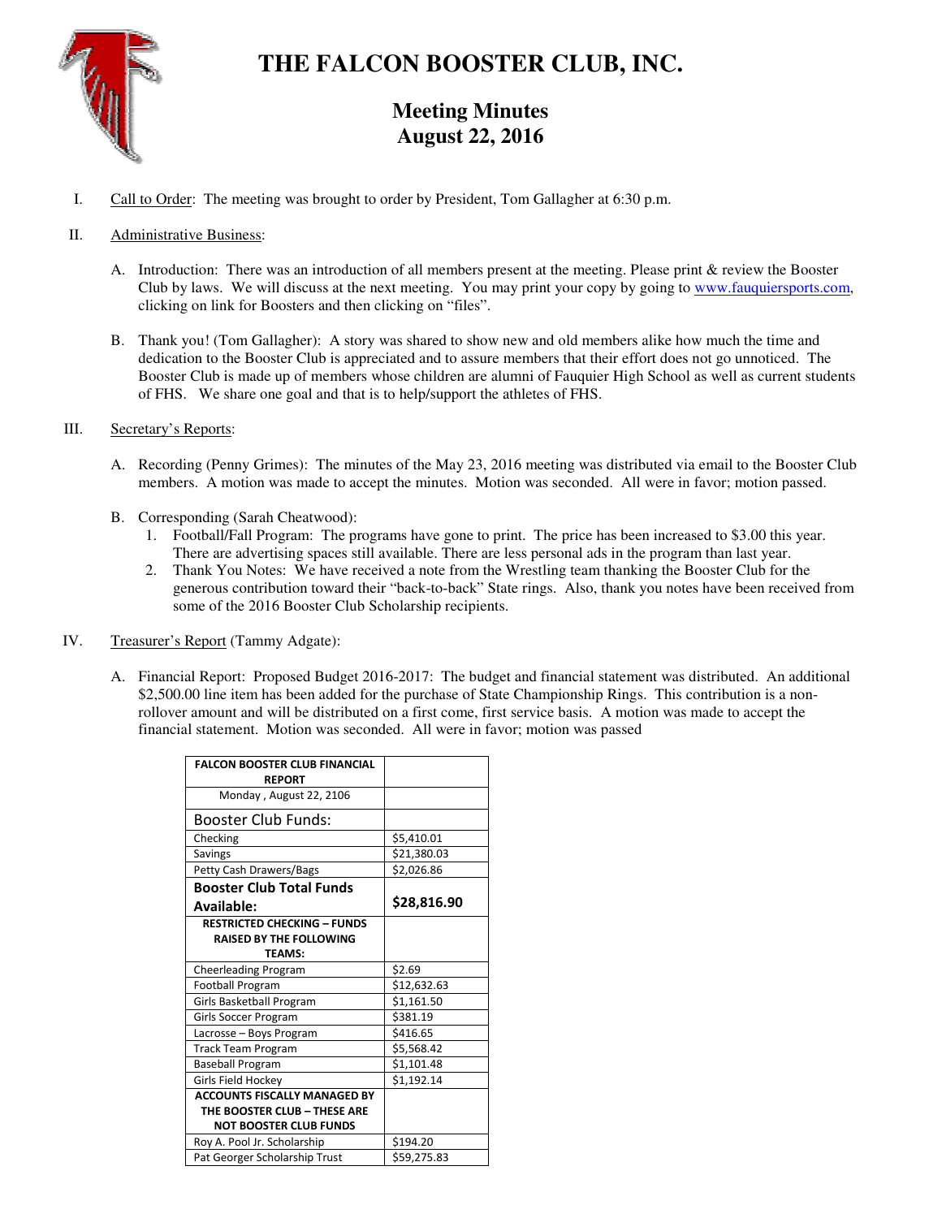# THE FALCON BOOSTER CLUB, INC.

## Meeting Minutes
## August 22, 2016

I. Call to Order: The meeting was brought to order by President, Tom Gallagher at 6:30 p.m.

II. Administrative Business:

A. Introduction: There was an introduction of all members present at the meeting. Please print & review the Booster Club by laws. We will discuss at the next meeting. You may print your copy by going to www.fauquiersports.com, clicking on link for Boosters and then clicking on "files".

B. Thank you! (Tom Gallagher): A story was shared to show new and old members alike how much the time and dedication to the Booster Club is appreciated and to assure members that their effort does not go unnoticed. The Booster Club is made up of members whose children are alumni of Fauquier High School as well as current students of FHS. We share one goal and that is to help/support the athletes of FHS.

III. Secretary's Reports:

A. Recording (Penny Grimes): The minutes of the May 23, 2016 meeting was distributed via email to the Booster Club members. A motion was made to accept the minutes. Motion was seconded. All were in favor; motion passed.

B. Corresponding (Sarah Cheatwood):
1. Football/Fall Program: The programs have gone to print. The price has been increased to $3.00 this year. There are advertising spaces still available. There are less personal ads in the program than last year.
2. Thank You Notes: We have received a note from the Wrestling team thanking the Booster Club for the generous contribution toward their "back-to-back" State rings. Also, thank you notes have been received from some of the 2016 Booster Club Scholarship recipients.

IV. Treasurer's Report (Tammy Adgate):

A. Financial Report: Proposed Budget 2016-2017: The budget and financial statement was distributed. An additional $2,500.00 line item has been added for the purchase of State Championship Rings. This contribution is a non-rollover amount and will be distributed on a first come, first service basis. A motion was made to accept the financial statement. Motion was seconded. All were in favor; motion was passed

| **FALCON BOOSTER CLUB FINANCIAL REPORT** | |
|---|---|
| Monday , August 22, 2106 | |
| Booster Club Funds: | |
| Checking | $5,410.01 |
| Savings | $21,380.03 |
| Petty Cash Drawers/Bags | $2,026.86 |
| **Booster Club Total Funds Available:** | **$28,816.90** |
| **RESTRICTED CHECKING – FUNDS RAISED BY THE FOLLOWING TEAMS:** | |
| Cheerleading Program | $2.69 |
| Football Program | $12,632.63 |
| Girls Basketball Program | $1,161.50 |
| Girls Soccer Program | $381.19 |
| Lacrosse – Boys Program | $416.65 |
| Track Team Program | $5,568.42 |
| Baseball Program | $1,101.48 |
| Girls Field Hockey | $1,192.14 |
| **ACCOUNTS FISCALLY MANAGED BY THE BOOSTER CLUB – THESE ARE NOT BOOSTER CLUB FUNDS** | |
| Roy A. Pool Jr. Scholarship | $194.20 |
| Pat Georger Scholarship Trust | $59,275.83 |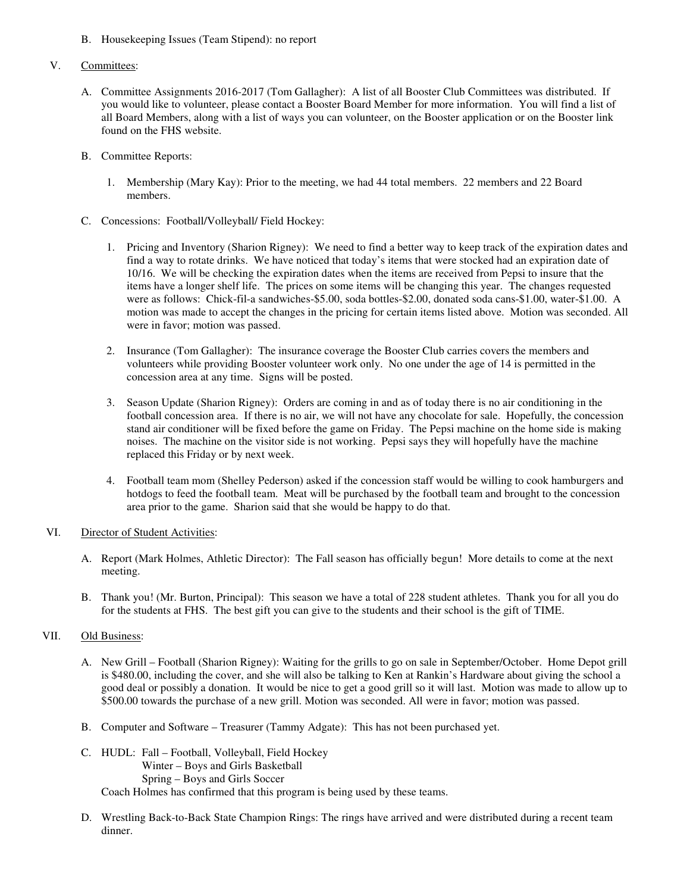B. Housekeeping Issues (Team Stipend): no report

V. <u>Committees</u>:

A. Committee Assignments 2016-2017 (Tom Gallagher): A list of all Booster Club Committees was distributed. If you would like to volunteer, please contact a Booster Board Member for more information. You will find a list of all Board Members, along with a list of ways you can volunteer, on the Booster application or on the Booster link found on the FHS website.

B. Committee Reports:

1. Membership (Mary Kay): Prior to the meeting, we had 44 total members. 22 members and 22 Board members.

C. Concessions: Football/Volleyball/ Field Hockey:

1. Pricing and Inventory (Sharion Rigney): We need to find a better way to keep track of the expiration dates and find a way to rotate drinks. We have noticed that today's items that were stocked had an expiration date of 10/16. We will be checking the expiration dates when the items are received from Pepsi to insure that the items have a longer shelf life. The prices on some items will be changing this year. The changes requested were as follows: Chick-fil-a sandwiches-$5.00, soda bottles-$2.00, donated soda cans-$1.00, water-$1.00. A motion was made to accept the changes in the pricing for certain items listed above. Motion was seconded. All were in favor; motion was passed.

2. Insurance (Tom Gallagher): The insurance coverage the Booster Club carries covers the members and volunteers while providing Booster volunteer work only. No one under the age of 14 is permitted in the concession area at any time. Signs will be posted.

3. Season Update (Sharion Rigney): Orders are coming in and as of today there is no air conditioning in the football concession area. If there is no air, we will not have any chocolate for sale. Hopefully, the concession stand air conditioner will be fixed before the game on Friday. The Pepsi machine on the home side is making noises. The machine on the visitor side is not working. Pepsi says they will hopefully have the machine replaced this Friday or by next week.

4. Football team mom (Shelley Pederson) asked if the concession staff would be willing to cook hamburgers and hotdogs to feed the football team. Meat will be purchased by the football team and brought to the concession area prior to the game. Sharion said that she would be happy to do that.

VI. <u>Director of Student Activities</u>:

A. Report (Mark Holmes, Athletic Director): The Fall season has officially begun! More details to come at the next meeting.

B. Thank you! (Mr. Burton, Principal): This season we have a total of 228 student athletes. Thank you for all you do for the students at FHS. The best gift you can give to the students and their school is the gift of TIME.

VII. <u>Old Business</u>:

A. New Grill – Football (Sharion Rigney): Waiting for the grills to go on sale in September/October. Home Depot grill is $480.00, including the cover, and she will also be talking to Ken at Rankin's Hardware about giving the school a good deal or possibly a donation. It would be nice to get a good grill so it will last. Motion was made to allow up to $500.00 towards the purchase of a new grill. Motion was seconded. All were in favor; motion was passed.

B. Computer and Software – Treasurer (Tammy Adgate): This has not been purchased yet.

C. HUDL: Fall – Football, Volleyball, Field Hockey
Winter – Boys and Girls Basketball
Spring – Boys and Girls Soccer
Coach Holmes has confirmed that this program is being used by these teams.

D. Wrestling Back-to-Back State Champion Rings: The rings have arrived and were distributed during a recent team dinner.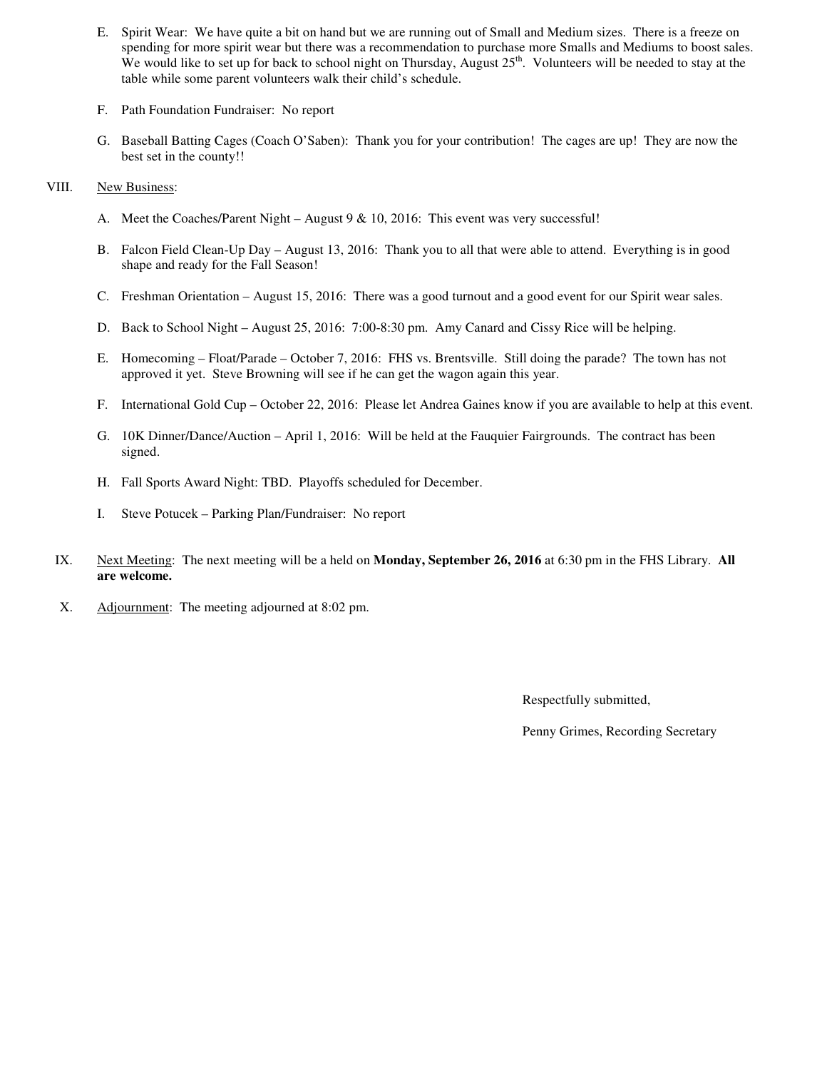E. Spirit Wear: We have quite a bit on hand but we are running out of Small and Medium sizes. There is a freeze on spending for more spirit wear but there was a recommendation to purchase more Smalls and Mediums to boost sales. We would like to set up for back to school night on Thursday, August 25th. Volunteers will be needed to stay at the table while some parent volunteers walk their child's schedule.

F. Path Foundation Fundraiser: No report

G. Baseball Batting Cages (Coach O'Saben): Thank you for your contribution! The cages are up! They are now the best set in the county!!

VIII. <u>New Business</u>:

A. Meet the Coaches/Parent Night – August 9 & 10, 2016: This event was very successful!

B. Falcon Field Clean-Up Day – August 13, 2016: Thank you to all that were able to attend. Everything is in good shape and ready for the Fall Season!

C. Freshman Orientation – August 15, 2016: There was a good turnout and a good event for our Spirit wear sales.

D. Back to School Night – August 25, 2016: 7:00-8:30 pm. Amy Canard and Cissy Rice will be helping.

E. Homecoming – Float/Parade – October 7, 2016: FHS vs. Brentsville. Still doing the parade? The town has not approved it yet. Steve Browning will see if he can get the wagon again this year.

F. International Gold Cup – October 22, 2016: Please let Andrea Gaines know if you are available to help at this event.

G. 10K Dinner/Dance/Auction – April 1, 2016: Will be held at the Fauquier Fairgrounds. The contract has been signed.

H. Fall Sports Award Night: TBD. Playoffs scheduled for December.

I. Steve Potucek – Parking Plan/Fundraiser: No report

IX. <u>Next Meeting</u>: The next meeting will be a held on **Monday, September 26, 2016** at 6:30 pm in the FHS Library. **All are welcome.**

X. <u>Adjournment</u>: The meeting adjourned at 8:02 pm.

Respectfully submitted,

Penny Grimes, Recording Secretary